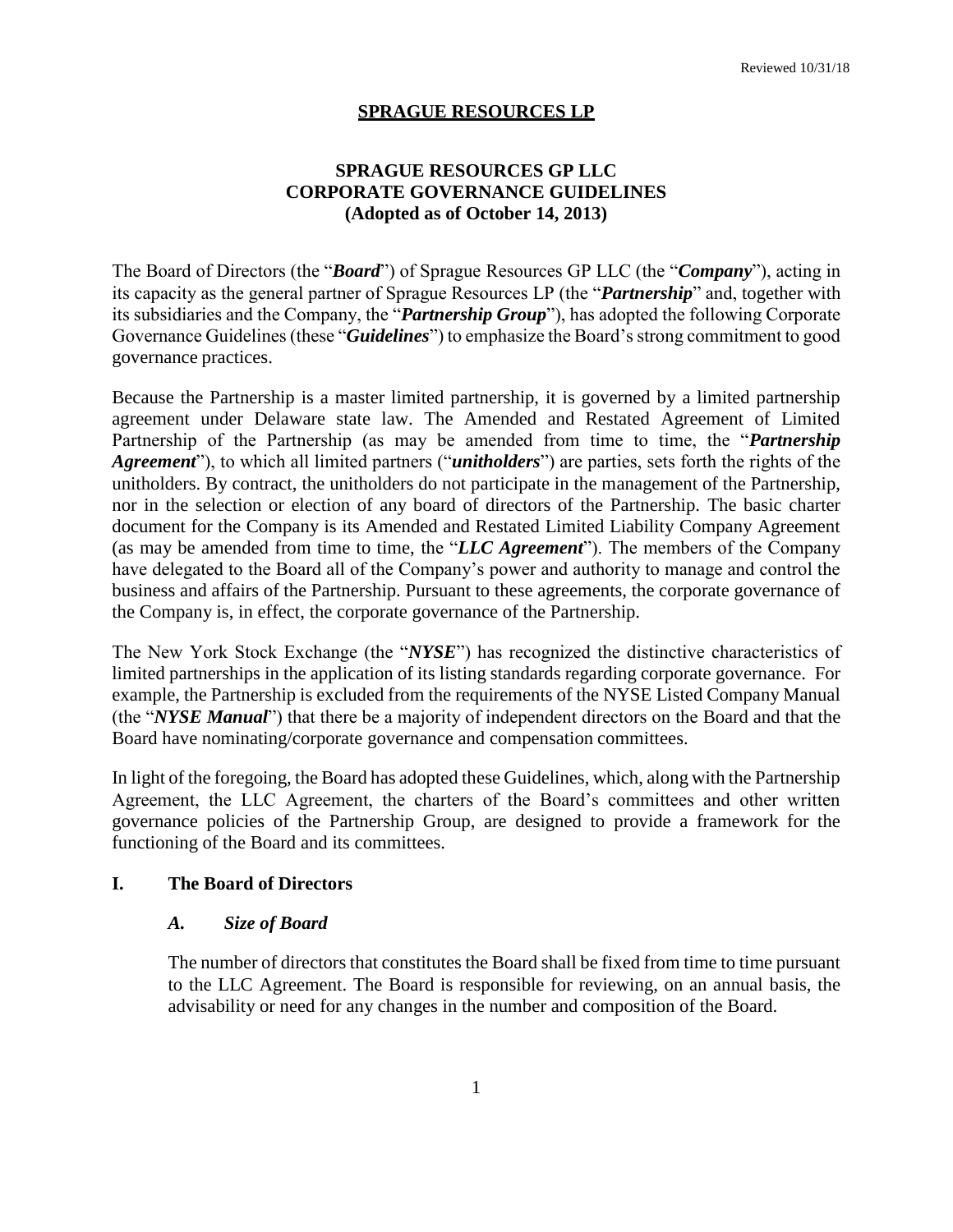Reviewed 10/31/18

**SPRAGUE RESOURCES LP**

**SPRAGUE RESOURCES GP LLC**
**CORPORATE GOVERNANCE GUIDELINES**
**(Adopted as of October 14, 2013)**

The Board of Directors (the "***Board***") of Sprague Resources GP LLC (the "***Company***"), acting in its capacity as the general partner of Sprague Resources LP (the "***Partnership***" and, together with its subsidiaries and the Company, the "***Partnership Group***"), has adopted the following Corporate Governance Guidelines (these "***Guidelines***") to emphasize the Board's strong commitment to good governance practices.

Because the Partnership is a master limited partnership, it is governed by a limited partnership agreement under Delaware state law. The Amended and Restated Agreement of Limited Partnership of the Partnership (as may be amended from time to time, the "***Partnership Agreement***"), to which all limited partners ("***unitholders***") are parties, sets forth the rights of the unitholders. By contract, the unitholders do not participate in the management of the Partnership, nor in the selection or election of any board of directors of the Partnership. The basic charter document for the Company is its Amended and Restated Limited Liability Company Agreement (as may be amended from time to time, the "***LLC Agreement***"). The members of the Company have delegated to the Board all of the Company's power and authority to manage and control the business and affairs of the Partnership. Pursuant to these agreements, the corporate governance of the Company is, in effect, the corporate governance of the Partnership.

The New York Stock Exchange (the "***NYSE***") has recognized the distinctive characteristics of limited partnerships in the application of its listing standards regarding corporate governance. For example, the Partnership is excluded from the requirements of the NYSE Listed Company Manual (the "***NYSE Manual***") that there be a majority of independent directors on the Board and that the Board have nominating/corporate governance and compensation committees.

In light of the foregoing, the Board has adopted these Guidelines, which, along with the Partnership Agreement, the LLC Agreement, the charters of the Board's committees and other written governance policies of the Partnership Group, are designed to provide a framework for the functioning of the Board and its committees.

## I. The Board of Directors

### *A. Size of Board*

The number of directors that constitutes the Board shall be fixed from time to time pursuant to the LLC Agreement. The Board is responsible for reviewing, on an annual basis, the advisability or need for any changes in the number and composition of the Board.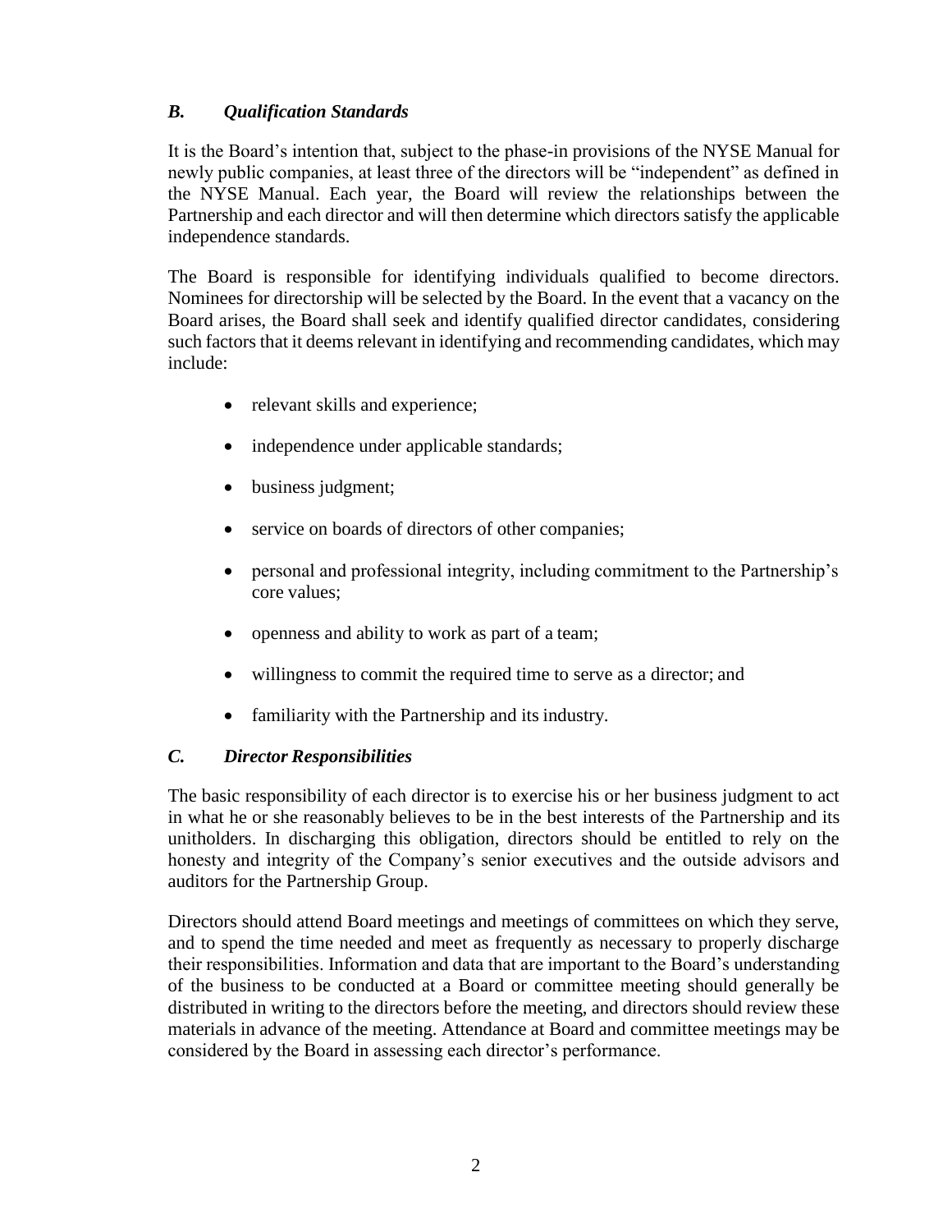### *B. Qualification Standards*

It is the Board's intention that, subject to the phase-in provisions of the NYSE Manual for newly public companies, at least three of the directors will be "independent" as defined in the NYSE Manual. Each year, the Board will review the relationships between the Partnership and each director and will then determine which directors satisfy the applicable independence standards.

The Board is responsible for identifying individuals qualified to become directors. Nominees for directorship will be selected by the Board. In the event that a vacancy on the Board arises, the Board shall seek and identify qualified director candidates, considering such factors that it deems relevant in identifying and recommending candidates, which may include:

- relevant skills and experience;
- independence under applicable standards;
- business judgment;
- service on boards of directors of other companies;
- personal and professional integrity, including commitment to the Partnership's core values;
- openness and ability to work as part of a team;
- willingness to commit the required time to serve as a director; and
- familiarity with the Partnership and its industry.

### *C. Director Responsibilities*

The basic responsibility of each director is to exercise his or her business judgment to act in what he or she reasonably believes to be in the best interests of the Partnership and its unitholders. In discharging this obligation, directors should be entitled to rely on the honesty and integrity of the Company's senior executives and the outside advisors and auditors for the Partnership Group.

Directors should attend Board meetings and meetings of committees on which they serve, and to spend the time needed and meet as frequently as necessary to properly discharge their responsibilities. Information and data that are important to the Board's understanding of the business to be conducted at a Board or committee meeting should generally be distributed in writing to the directors before the meeting, and directors should review these materials in advance of the meeting. Attendance at Board and committee meetings may be considered by the Board in assessing each director's performance.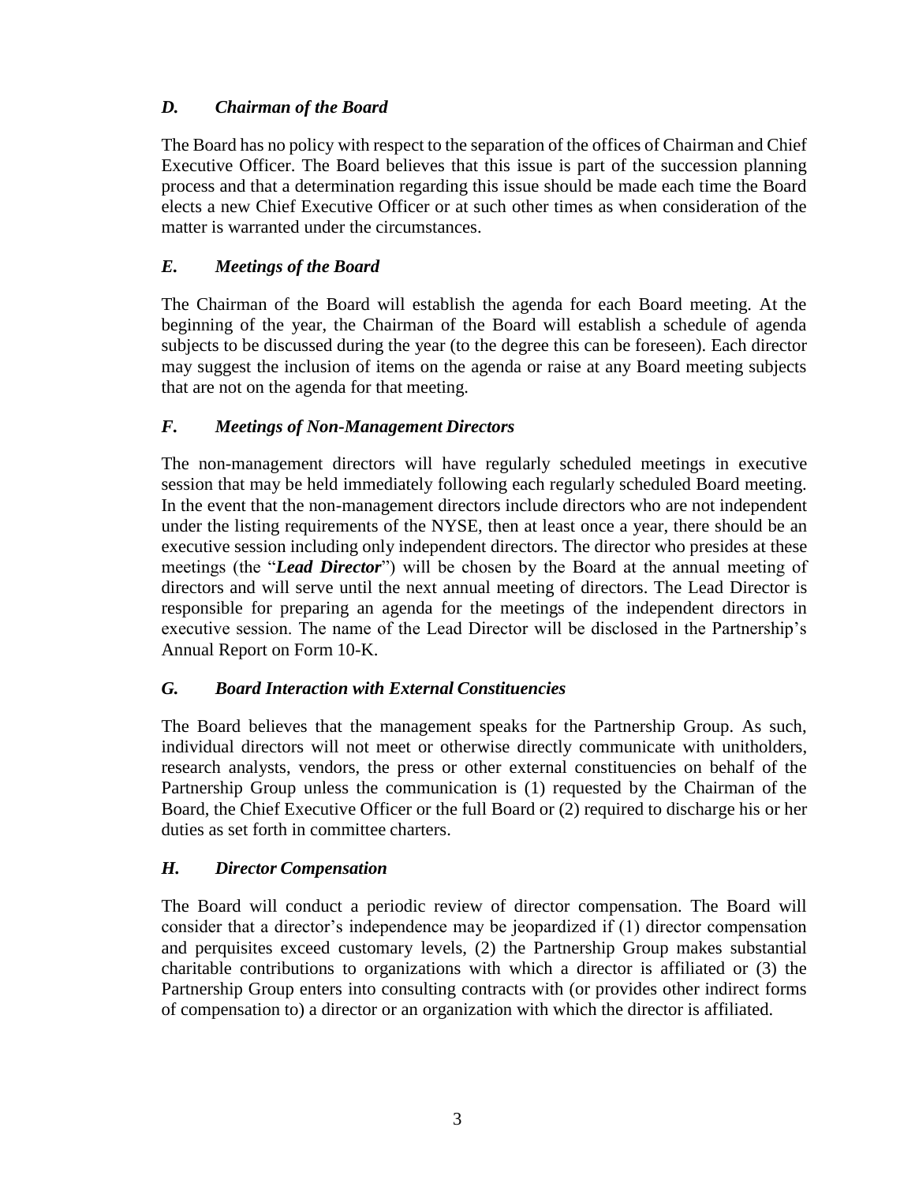### *D. Chairman of the Board*

The Board has no policy with respect to the separation of the offices of Chairman and Chief Executive Officer. The Board believes that this issue is part of the succession planning process and that a determination regarding this issue should be made each time the Board elects a new Chief Executive Officer or at such other times as when consideration of the matter is warranted under the circumstances.

### *E. Meetings of the Board*

The Chairman of the Board will establish the agenda for each Board meeting. At the beginning of the year, the Chairman of the Board will establish a schedule of agenda subjects to be discussed during the year (to the degree this can be foreseen). Each director may suggest the inclusion of items on the agenda or raise at any Board meeting subjects that are not on the agenda for that meeting.

### *F. Meetings of Non-Management Directors*

The non-management directors will have regularly scheduled meetings in executive session that may be held immediately following each regularly scheduled Board meeting. In the event that the non-management directors include directors who are not independent under the listing requirements of the NYSE, then at least once a year, there should be an executive session including only independent directors. The director who presides at these meetings (the "***Lead Director***") will be chosen by the Board at the annual meeting of directors and will serve until the next annual meeting of directors. The Lead Director is responsible for preparing an agenda for the meetings of the independent directors in executive session. The name of the Lead Director will be disclosed in the Partnership's Annual Report on Form 10-K.

### *G. Board Interaction with External Constituencies*

The Board believes that the management speaks for the Partnership Group. As such, individual directors will not meet or otherwise directly communicate with unitholders, research analysts, vendors, the press or other external constituencies on behalf of the Partnership Group unless the communication is (1) requested by the Chairman of the Board, the Chief Executive Officer or the full Board or (2) required to discharge his or her duties as set forth in committee charters.

### *H. Director Compensation*

The Board will conduct a periodic review of director compensation. The Board will consider that a director's independence may be jeopardized if (1) director compensation and perquisites exceed customary levels, (2) the Partnership Group makes substantial charitable contributions to organizations with which a director is affiliated or (3) the Partnership Group enters into consulting contracts with (or provides other indirect forms of compensation to) a director or an organization with which the director is affiliated.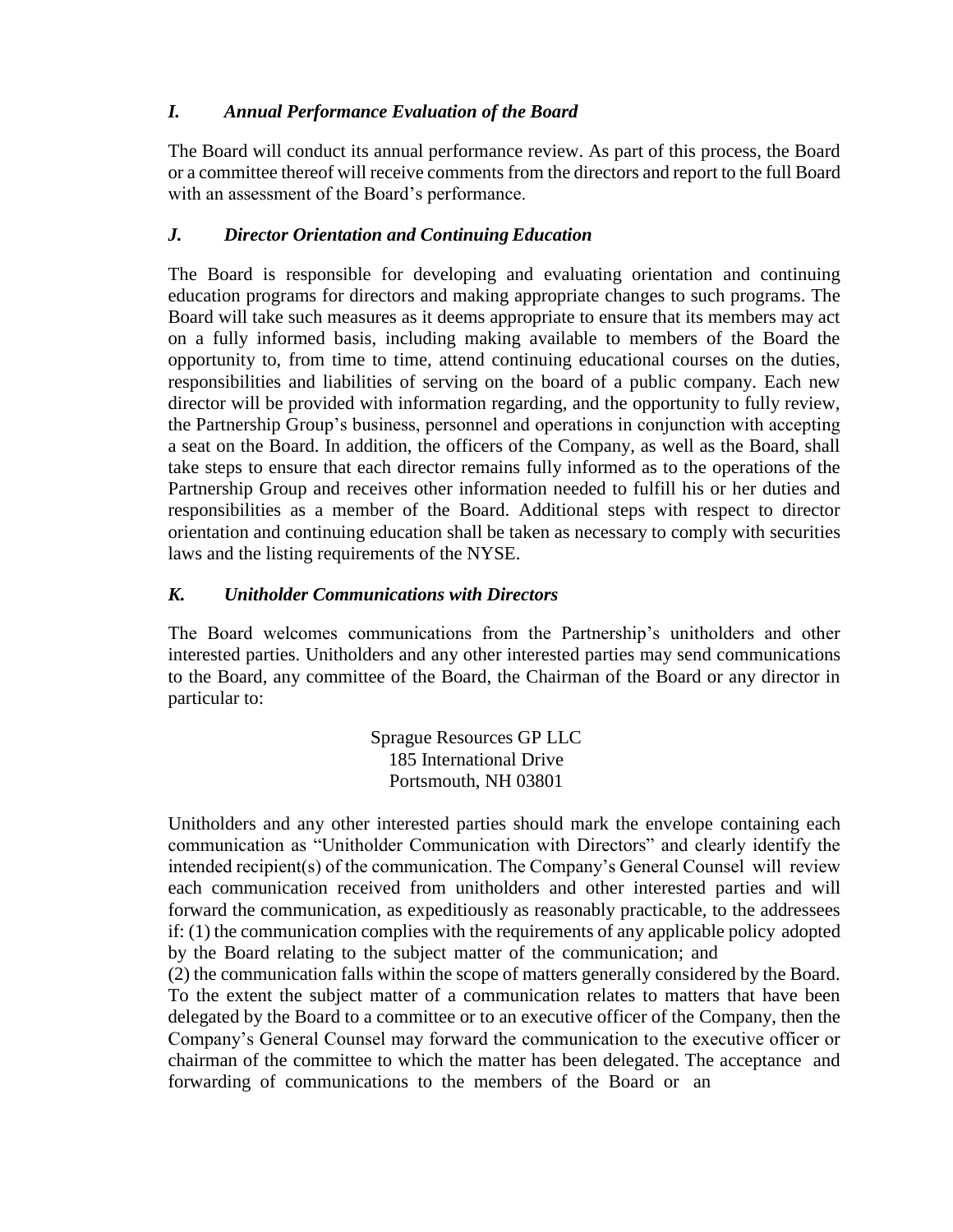### *I. Annual Performance Evaluation of the Board*

The Board will conduct its annual performance review. As part of this process, the Board or a committee thereof will receive comments from the directors and report to the full Board with an assessment of the Board's performance.

### *J. Director Orientation and Continuing Education*

The Board is responsible for developing and evaluating orientation and continuing education programs for directors and making appropriate changes to such programs. The Board will take such measures as it deems appropriate to ensure that its members may act on a fully informed basis, including making available to members of the Board the opportunity to, from time to time, attend continuing educational courses on the duties, responsibilities and liabilities of serving on the board of a public company. Each new director will be provided with information regarding, and the opportunity to fully review, the Partnership Group's business, personnel and operations in conjunction with accepting a seat on the Board. In addition, the officers of the Company, as well as the Board, shall take steps to ensure that each director remains fully informed as to the operations of the Partnership Group and receives other information needed to fulfill his or her duties and responsibilities as a member of the Board. Additional steps with respect to director orientation and continuing education shall be taken as necessary to comply with securities laws and the listing requirements of the NYSE.

### *K. Unitholder Communications with Directors*

The Board welcomes communications from the Partnership's unitholders and other interested parties. Unitholders and any other interested parties may send communications to the Board, any committee of the Board, the Chairman of the Board or any director in particular to:

Sprague Resources GP LLC
185 International Drive
Portsmouth, NH 03801

Unitholders and any other interested parties should mark the envelope containing each communication as "Unitholder Communication with Directors" and clearly identify the intended recipient(s) of the communication. The Company's General Counsel will review each communication received from unitholders and other interested parties and will forward the communication, as expeditiously as reasonably practicable, to the addressees if: (1) the communication complies with the requirements of any applicable policy adopted by the Board relating to the subject matter of the communication; and
(2) the communication falls within the scope of matters generally considered by the Board. To the extent the subject matter of a communication relates to matters that have been delegated by the Board to a committee or to an executive officer of the Company, then the Company's General Counsel may forward the communication to the executive officer or chairman of the committee to which the matter has been delegated. The acceptance and forwarding of communications to the members of the Board or an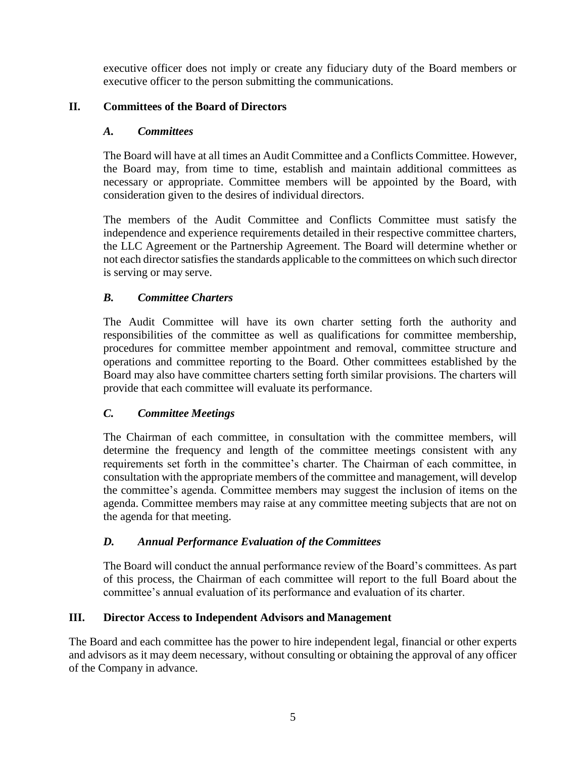executive officer does not imply or create any fiduciary duty of the Board members or executive officer to the person submitting the communications.

## II. Committees of the Board of Directors

### *A. Committees*

The Board will have at all times an Audit Committee and a Conflicts Committee. However, the Board may, from time to time, establish and maintain additional committees as necessary or appropriate. Committee members will be appointed by the Board, with consideration given to the desires of individual directors.

The members of the Audit Committee and Conflicts Committee must satisfy the independence and experience requirements detailed in their respective committee charters, the LLC Agreement or the Partnership Agreement. The Board will determine whether or not each director satisfies the standards applicable to the committees on which such director is serving or may serve.

### *B. Committee Charters*

The Audit Committee will have its own charter setting forth the authority and responsibilities of the committee as well as qualifications for committee membership, procedures for committee member appointment and removal, committee structure and operations and committee reporting to the Board. Other committees established by the Board may also have committee charters setting forth similar provisions. The charters will provide that each committee will evaluate its performance.

### *C. Committee Meetings*

The Chairman of each committee, in consultation with the committee members, will determine the frequency and length of the committee meetings consistent with any requirements set forth in the committee's charter. The Chairman of each committee, in consultation with the appropriate members of the committee and management, will develop the committee's agenda. Committee members may suggest the inclusion of items on the agenda. Committee members may raise at any committee meeting subjects that are not on the agenda for that meeting.

### *D. Annual Performance Evaluation of the Committees*

The Board will conduct the annual performance review of the Board's committees. As part of this process, the Chairman of each committee will report to the full Board about the committee's annual evaluation of its performance and evaluation of its charter.

## III. Director Access to Independent Advisors and Management

The Board and each committee has the power to hire independent legal, financial or other experts and advisors as it may deem necessary, without consulting or obtaining the approval of any officer of the Company in advance.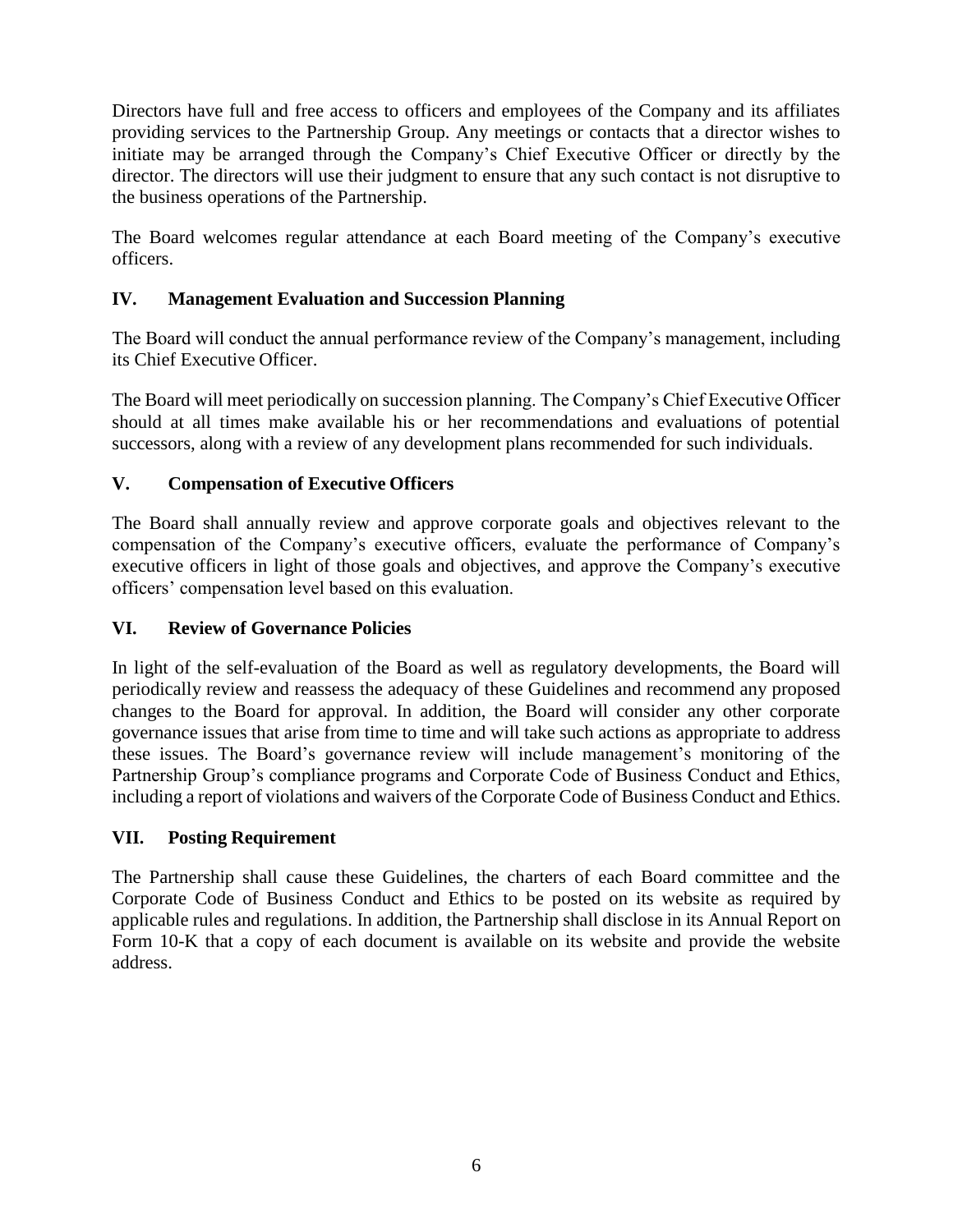Directors have full and free access to officers and employees of the Company and its affiliates providing services to the Partnership Group. Any meetings or contacts that a director wishes to initiate may be arranged through the Company's Chief Executive Officer or directly by the director. The directors will use their judgment to ensure that any such contact is not disruptive to the business operations of the Partnership.

The Board welcomes regular attendance at each Board meeting of the Company's executive officers.

## IV. Management Evaluation and Succession Planning

The Board will conduct the annual performance review of the Company's management, including its Chief Executive Officer.

The Board will meet periodically on succession planning. The Company's Chief Executive Officer should at all times make available his or her recommendations and evaluations of potential successors, along with a review of any development plans recommended for such individuals.

## V. Compensation of Executive Officers

The Board shall annually review and approve corporate goals and objectives relevant to the compensation of the Company's executive officers, evaluate the performance of Company's executive officers in light of those goals and objectives, and approve the Company's executive officers' compensation level based on this evaluation.

## VI. Review of Governance Policies

In light of the self-evaluation of the Board as well as regulatory developments, the Board will periodically review and reassess the adequacy of these Guidelines and recommend any proposed changes to the Board for approval. In addition, the Board will consider any other corporate governance issues that arise from time to time and will take such actions as appropriate to address these issues. The Board's governance review will include management's monitoring of the Partnership Group's compliance programs and Corporate Code of Business Conduct and Ethics, including a report of violations and waivers of the Corporate Code of Business Conduct and Ethics.

## VII. Posting Requirement

The Partnership shall cause these Guidelines, the charters of each Board committee and the Corporate Code of Business Conduct and Ethics to be posted on its website as required by applicable rules and regulations. In addition, the Partnership shall disclose in its Annual Report on Form 10-K that a copy of each document is available on its website and provide the website address.